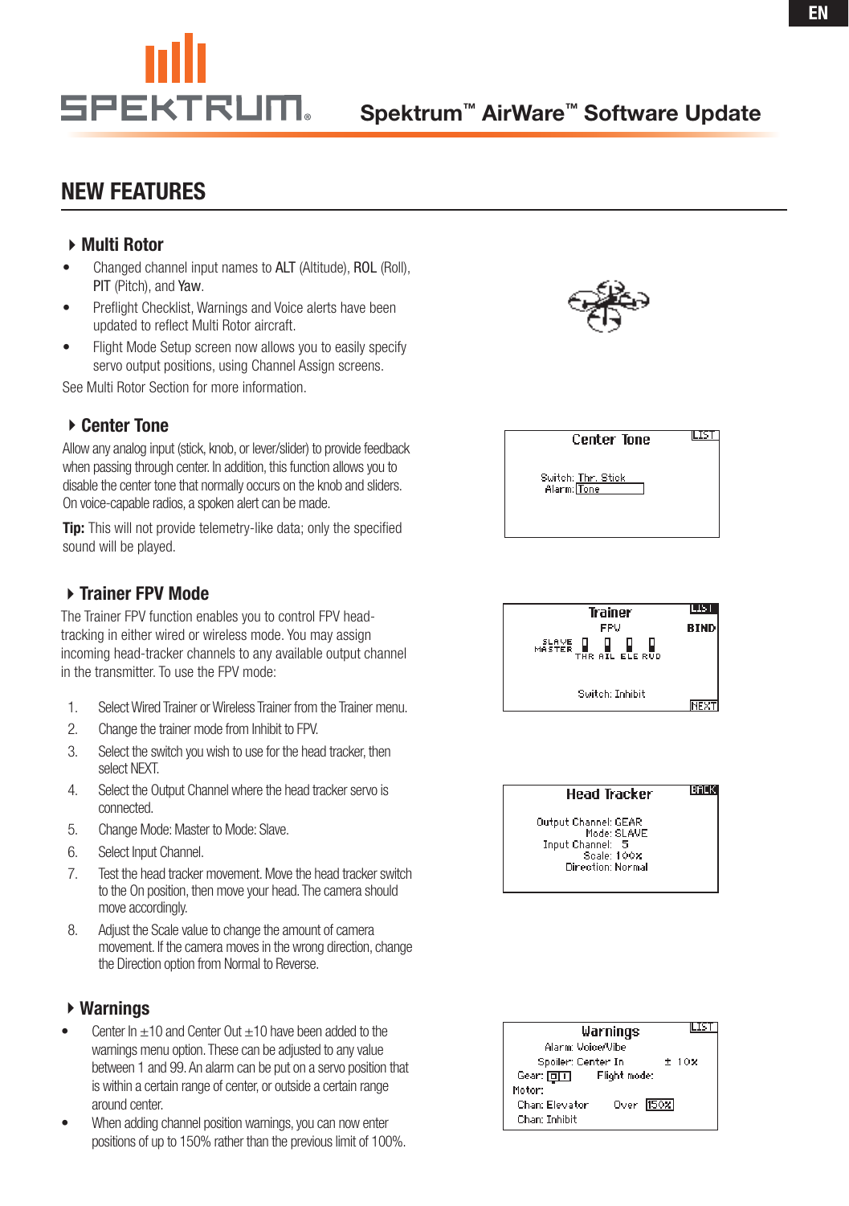# Spektrum™ AirWare™ Software Update

## NEW FEATURES

### Multi Rotor

- Changed channel input names to ALT (Altitude), ROL (Roll), PIT (Pitch), and Yaw.
- Preflight Checklist, Warnings and Voice alerts have been updated to reflect Multi Rotor aircraft.
- Flight Mode Setup screen now allows you to easily specify servo output positions, using Channel Assign screens.

See Multi Rotor Section for more information.

### Center Tone

Allow any analog input (stick, knob, or lever/slider) to provide feedback when passing through center. In addition, this function allows you to disable the center tone that normally occurs on the knob and sliders. On voice-capable radios, a spoken alert can be made.

**Tip:** This will not provide telemetry-like data; only the specified sound will be played.

### Trainer FPV Mode

The Trainer FPV function enables you to control FPV head-tracking in either wired or wireless mode. You may assign incoming head-tracker channels to any available output channel in the transmitter. To use the FPV mode:

1. Select Wired Trainer or Wireless Trainer from the Trainer menu.
2. Change the trainer mode from Inhibit to FPV.
3. Select the switch you wish to use for the head tracker, then select NEXT.
4. Select the Output Channel where the head tracker servo is connected.
5. Change Mode: Master to Mode: Slave.
6. Select Input Channel.
7. Test the head tracker movement. Move the head tracker switch to the On position, then move your head. The camera should move accordingly.
8. Adjust the Scale value to change the amount of camera movement. If the camera moves in the wrong direction, change the Direction option from Normal to Reverse.

### Warnings

- Center In ±10 and Center Out ±10 have been added to the warnings menu option. These can be adjusted to any value between 1 and 99. An alarm can be put on a servo position that is within a certain range of center, or outside a certain range around center.
- When adding channel position warnings, you can now enter positions of up to 150% rather than the previous limit of 100%.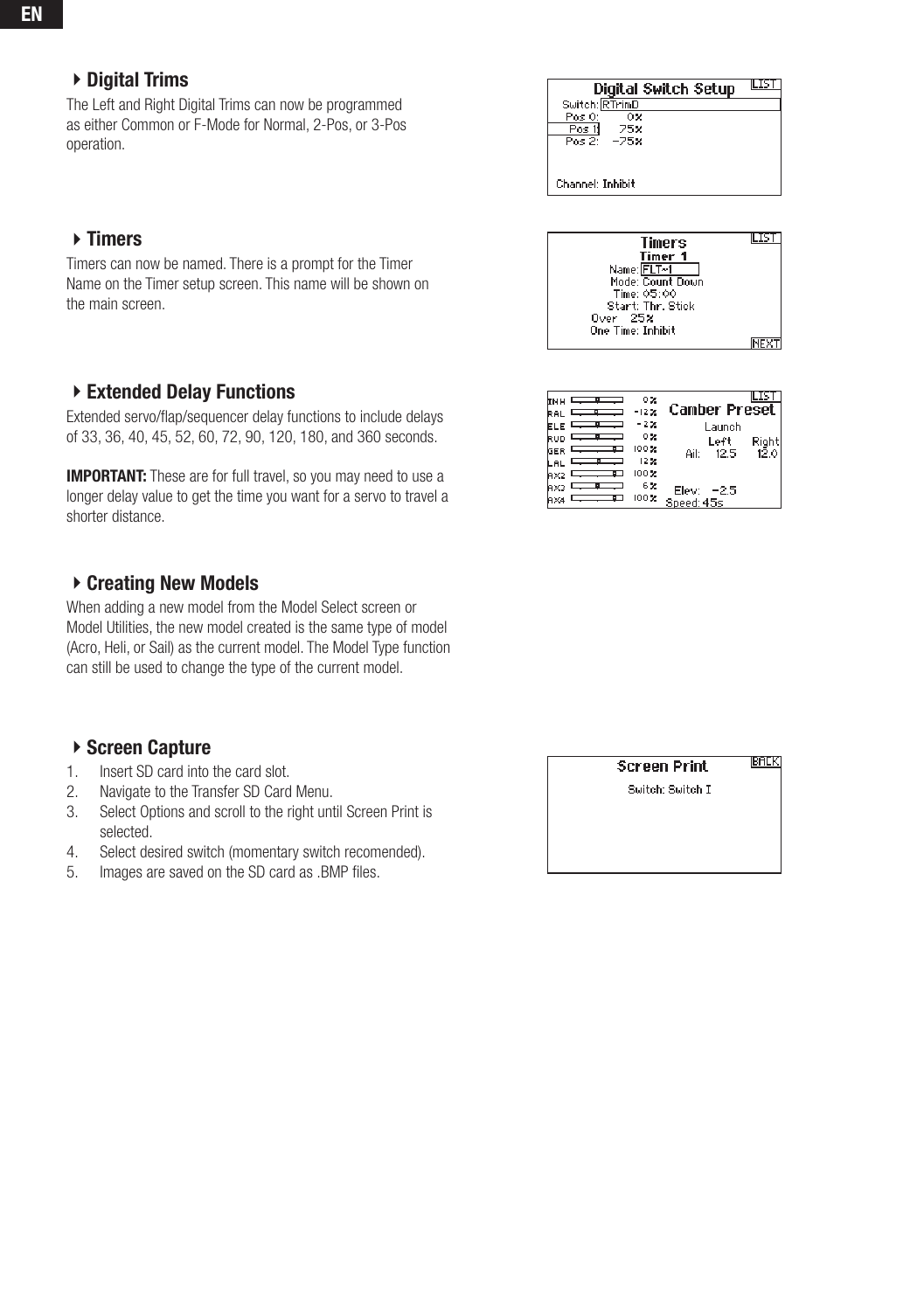### Digital Trims

The Left and Right Digital Trims can now be programmed as either Common or F-Mode for Normal, 2-Pos, or 3-Pos operation.

### Timers

Timers can now be named. There is a prompt for the Timer Name on the Timer setup screen. This name will be shown on the main screen.

### Extended Delay Functions

Extended servo/flap/sequencer delay functions to include delays of 33, 36, 40, 45, 52, 60, 72, 90, 120, 180, and 360 seconds.

**IMPORTANT:** These are for full travel, so you may need to use a longer delay value to get the time you want for a servo to travel a shorter distance.

### Creating New Models

When adding a new model from the Model Select screen or Model Utilities, the new model created is the same type of model (Acro, Heli, or Sail) as the current model. The Model Type function can still be used to change the type of the current model.

### Screen Capture

1. Insert SD card into the card slot.
2. Navigate to the Transfer SD Card Menu.
3. Select Options and scroll to the right until Screen Print is selected.
4. Select desired switch (momentary switch recomended).
5. Images are saved on the SD card as .BMP files.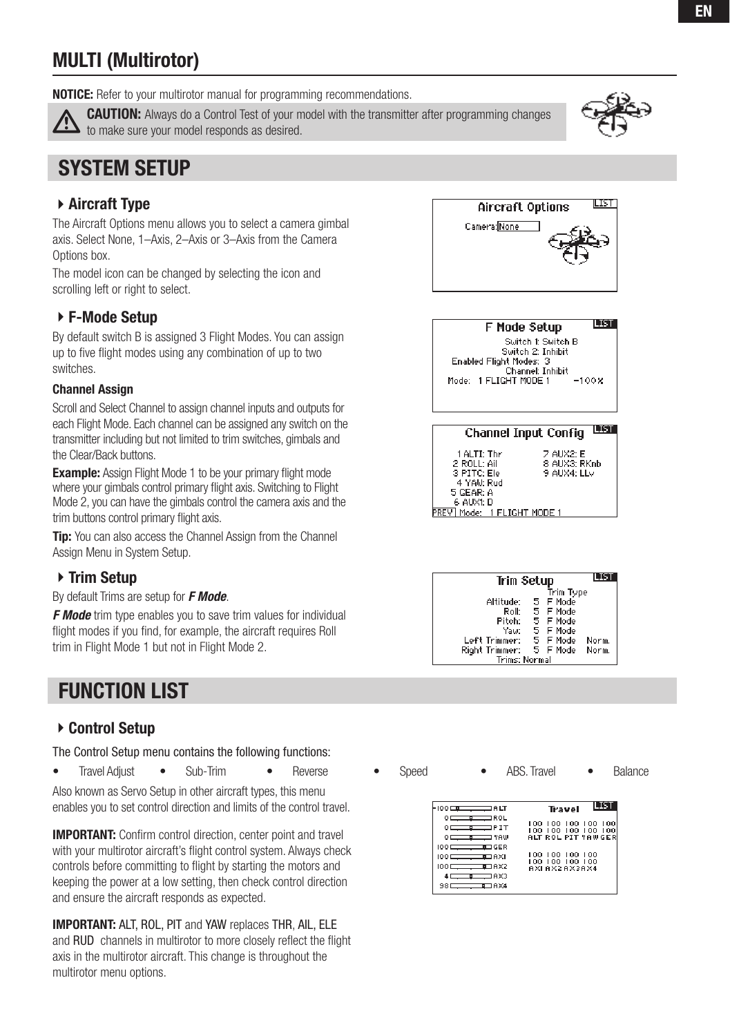# MULTI (Multirotor)

**NOTICE:** Refer to your multirotor manual for programming recommendations.

**CAUTION:** Always do a Control Test of your model with the transmitter after programming changes to make sure your model responds as desired.

## SYSTEM SETUP

### Aircraft Type

The Aircraft Options menu allows you to select a camera gimbal axis. Select None, 1–Axis, 2–Axis or 3–Axis from the Camera Options box.

The model icon can be changed by selecting the icon and scrolling left or right to select.

### F-Mode Setup

By default switch B is assigned 3 Flight Modes. You can assign up to five flight modes using any combination of up to two switches.

**Channel Assign**

Scroll and Select Channel to assign channel inputs and outputs for each Flight Mode. Each channel can be assigned any switch on the transmitter including but not limited to trim switches, gimbals and the Clear/Back buttons.

**Example:** Assign Flight Mode 1 to be your primary flight mode where your gimbals control primary flight axis. Switching to Flight Mode 2, you can have the gimbals control the camera axis and the trim buttons control primary flight axis.

**Tip:** You can also access the Channel Assign from the Channel Assign Menu in System Setup.

### Trim Setup

By default Trims are setup for ***F Mode***.

***F Mode*** trim type enables you to save trim values for individual flight modes if you find, for example, the aircraft requires Roll trim in Flight Mode 1 but not in Flight Mode 2.

## FUNCTION LIST

### Control Setup

The Control Setup menu contains the following functions:

- Travel Adjust
- Sub-Trim
- Reverse
- Speed
- ABS. Travel
- Balance

Also known as Servo Setup in other aircraft types, this menu enables you to set control direction and limits of the control travel.

**IMPORTANT:** Confirm control direction, center point and travel with your multirotor aircraft's flight control system. Always check controls before committing to flight by starting the motors and keeping the power at a low setting, then check control direction and ensure the aircraft responds as expected.

**IMPORTANT:** ALT, ROL, PIT and YAW replaces THR, AIL, ELE and RUD channels in multirotor to more closely reflect the flight axis in the multirotor aircraft. This change is throughout the multirotor menu options.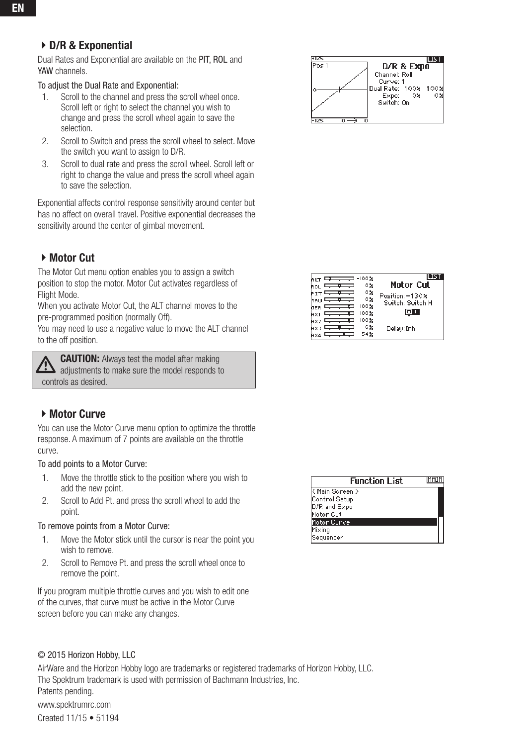## D/R & Exponential

Dual Rates and Exponential are available on the PIT, ROL and YAW channels.

To adjust the Dual Rate and Exponential:

1. Scroll to the channel and press the scroll wheel once. Scroll left or right to select the channel you wish to change and press the scroll wheel again to save the selection.
2. Scroll to Switch and press the scroll wheel to select. Move the switch you want to assign to D/R.
3. Scroll to dual rate and press the scroll wheel. Scroll left or right to change the value and press the scroll wheel again to save the selection.

Exponential affects control response sensitivity around center but has no affect on overall travel. Positive exponential decreases the sensitivity around the center of gimbal movement.

+125
Pos 1
0
-125
0 → 0
LIST
D/R & Expo
Channel: Roll
Curve: 1
Dual Rate: 100% 100%
Expo: 0% 0%
Switch: On

## Motor Cut

The Motor Cut menu option enables you to assign a switch position to stop the motor. Motor Cut activates regardless of Flight Mode.

When you activate Motor Cut, the ALT channel moves to the pre-programmed position (normally Off).

You may need to use a negative value to move the ALT channel to the off position.

**CAUTION:** Always test the model after making adjustments to make sure the model responds to controls as desired.

ALT -100%
ROL 0%
PIT 0%
YAW 0%
GER 100%
AX1 100%
AX2 100%
AX3 6%
AX4 54%
LIST
Motor Cut
Position: -130%
Switch: Switch H
Delay: Inh

## Motor Curve

You can use the Motor Curve menu option to optimize the throttle response. A maximum of 7 points are available on the throttle curve.

To add points to a Motor Curve:

1. Move the throttle stick to the position where you wish to add the new point.
2. Scroll to Add Pt. and press the scroll wheel to add the point.

To remove points from a Motor Curve:

1. Move the Motor stick until the cursor is near the point you wish to remove.
2. Scroll to Remove Pt. and press the scroll wheel once to remove the point.

If you program multiple throttle curves and you wish to edit one of the curves, that curve must be active in the Motor Curve screen before you can make any changes.

Function List
MAIN
< Main Screen >
Control Setup
D/R and Expo
Motor Cut
Motor Curve
Mixing
Sequencer

© 2015 Horizon Hobby, LLC

AirWare and the Horizon Hobby logo are trademarks or registered trademarks of Horizon Hobby, LLC.
The Spektrum trademark is used with permission of Bachmann Industries, Inc.
Patents pending.

www.spektrumrc.com

Created 11/15 • 51194